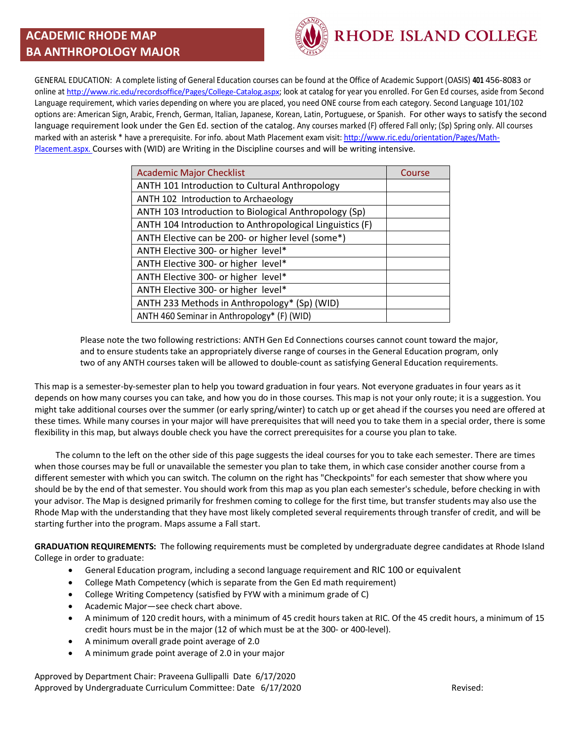# ACADEMIC RHODE MAP
# BA ANTHROPOLOGY MAJOR

RHODE ISLAND COLLEGE

GENERAL EDUCATION: A complete listing of General Education courses can be found at the Office of Academic Support (OASIS) **401** 456-8083 or online at http://www.ric.edu/recordsoffice/Pages/College-Catalog.aspx; look at catalog for year you enrolled. For Gen Ed courses, aside from Second Language requirement, which varies depending on where you are placed, you need ONE course from each category. Second Language 101/102 options are: American Sign, Arabic, French, German, Italian, Japanese, Korean, Latin, Portuguese, or Spanish. For other ways to satisfy the second language requirement look under the Gen Ed. section of the catalog. Any courses marked (F) offered Fall only; (Sp) Spring only. All courses marked with an asterisk * have a prerequisite. For info. about Math Placement exam visit: http://www.ric.edu/orientation/Pages/Math-Placement.aspx. Courses with (WID) are Writing in the Discipline courses and will be writing intensive.

| Academic Major Checklist | Course |
|---|---|
| ANTH 101 Introduction to Cultural Anthropology | |
| ANTH 102 Introduction to Archaeology | |
| ANTH 103 Introduction to Biological Anthropology (Sp) | |
| ANTH 104 Introduction to Anthropological Linguistics (F) | |
| ANTH Elective can be 200- or higher level (some*) | |
| ANTH Elective 300- or higher level* | |
| ANTH Elective 300- or higher level* | |
| ANTH Elective 300- or higher level* | |
| ANTH Elective 300- or higher level* | |
| ANTH 233 Methods in Anthropology* (Sp) (WID) | |
| ANTH 460 Seminar in Anthropology* (F) (WID) | |

Please note the two following restrictions: ANTH Gen Ed Connections courses cannot count toward the major, and to ensure students take an appropriately diverse range of courses in the General Education program, only two of any ANTH courses taken will be allowed to double-count as satisfying General Education requirements.

This map is a semester-by-semester plan to help you toward graduation in four years. Not everyone graduates in four years as it depends on how many courses you can take, and how you do in those courses. This map is not your only route; it is a suggestion. You might take additional courses over the summer (or early spring/winter) to catch up or get ahead if the courses you need are offered at these times. While many courses in your major will have prerequisites that will need you to take them in a special order, there is some flexibility in this map, but always double check you have the correct prerequisites for a course you plan to take.

The column to the left on the other side of this page suggests the ideal courses for you to take each semester. There are times when those courses may be full or unavailable the semester you plan to take them, in which case consider another course from a different semester with which you can switch. The column on the right has "Checkpoints" for each semester that show where you should be by the end of that semester. You should work from this map as you plan each semester's schedule, before checking in with your advisor. The Map is designed primarily for freshmen coming to college for the first time, but transfer students may also use the Rhode Map with the understanding that they have most likely completed several requirements through transfer of credit, and will be starting further into the program. Maps assume a Fall start.

**GRADUATION REQUIREMENTS:** The following requirements must be completed by undergraduate degree candidates at Rhode Island College in order to graduate:

- General Education program, including a second language requirement and RIC 100 or equivalent
- College Math Competency (which is separate from the Gen Ed math requirement)
- College Writing Competency (satisfied by FYW with a minimum grade of C)
- Academic Major—see check chart above.
- A minimum of 120 credit hours, with a minimum of 45 credit hours taken at RIC. Of the 45 credit hours, a minimum of 15 credit hours must be in the major (12 of which must be at the 300- or 400-level).
- A minimum overall grade point average of 2.0
- A minimum grade point average of 2.0 in your major

Approved by Department Chair: Praveena Gullipalli Date 6/17/2020
Approved by Undergraduate Curriculum Committee: Date 6/17/2020 Revised: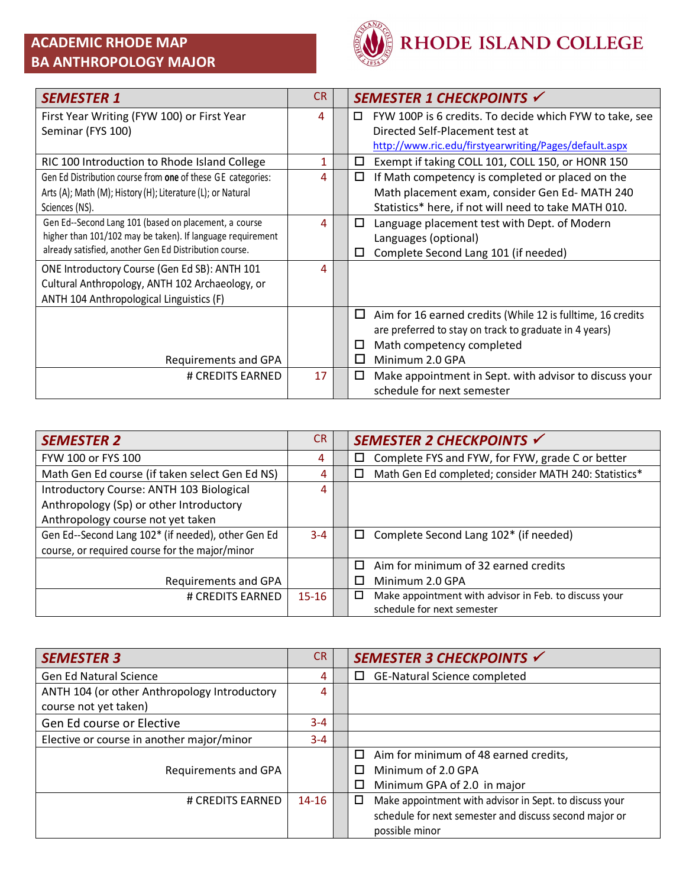# ACADEMIC RHODE MAP
## BA ANTHROPOLOGY MAJOR

RHODE ISLAND COLLEGE

| SEMESTER 1 | CR | | SEMESTER 1 CHECKPOINTS ✓ |
|---|---|---|---|
| First Year Writing (FYW 100) or First Year Seminar (FYS 100) | 4 | | ☐ FYW 100P is 6 credits. To decide which FYW to take, see Directed Self-Placement test at http://www.ric.edu/firstyearwriting/Pages/default.aspx |
| RIC 100 Introduction to Rhode Island College | 1 | | ☐ Exempt if taking COLL 101, COLL 150, or HONR 150 |
| Gen Ed Distribution course from **one** of these GE categories: Arts (A); Math (M); History (H); Literature (L); or Natural Sciences (NS). | 4 | | ☐ If Math competency is completed or placed on the Math placement exam, consider Gen Ed- MATH 240 Statistics* here, if not will need to take MATH 010. |
| Gen Ed--Second Lang 101 (based on placement, a course higher than 101/102 may be taken). If language requirement already satisfied, another Gen Ed Distribution course. | 4 | | ☐ Language placement test with Dept. of Modern Languages (optional)<br>☐ Complete Second Lang 101 (if needed) |
| ONE Introductory Course (Gen Ed SB): ANTH 101 Cultural Anthropology, ANTH 102 Archaeology, or ANTH 104 Anthropological Linguistics (F) | 4 | | |
| Requirements and GPA | | | ☐ Aim for 16 earned credits (While 12 is fulltime, 16 credits are preferred to stay on track to graduate in 4 years)<br>☐ Math competency completed<br>☐ Minimum 2.0 GPA |
| # CREDITS EARNED | 17 | | ☐ Make appointment in Sept. with advisor to discuss your schedule for next semester |

| SEMESTER 2 | CR | | SEMESTER 2 CHECKPOINTS ✓ |
|---|---|---|---|
| FYW 100 or FYS 100 | 4 | | ☐ Complete FYS and FYW, for FYW, grade C or better |
| Math Gen Ed course (if taken select Gen Ed NS) | 4 | | ☐ Math Gen Ed completed; consider MATH 240: Statistics* |
| Introductory Course: ANTH 103 Biological Anthropology (Sp) or other Introductory Anthropology course not yet taken | 4 | | |
| Gen Ed--Second Lang 102* (if needed), other Gen Ed course, or required course for the major/minor | 3-4 | | ☐ Complete Second Lang 102* (if needed) |
| Requirements and GPA | | | ☐ Aim for minimum of 32 earned credits<br>☐ Minimum 2.0 GPA |
| # CREDITS EARNED | 15-16 | | ☐ Make appointment with advisor in Feb. to discuss your schedule for next semester |

| SEMESTER 3 | CR | | SEMESTER 3 CHECKPOINTS ✓ |
|---|---|---|---|
| Gen Ed Natural Science | 4 | | ☐ GE-Natural Science completed |
| ANTH 104 (or other Anthropology Introductory course not yet taken) | 4 | | |
| Gen Ed course or Elective | 3-4 | | |
| Elective or course in another major/minor | 3-4 | | |
| Requirements and GPA | | | ☐ Aim for minimum of 48 earned credits,<br>☐ Minimum of 2.0 GPA<br>☐ Minimum GPA of 2.0 in major |
| # CREDITS EARNED | 14-16 | | ☐ Make appointment with advisor in Sept. to discuss your schedule for next semester and discuss second major or possible minor |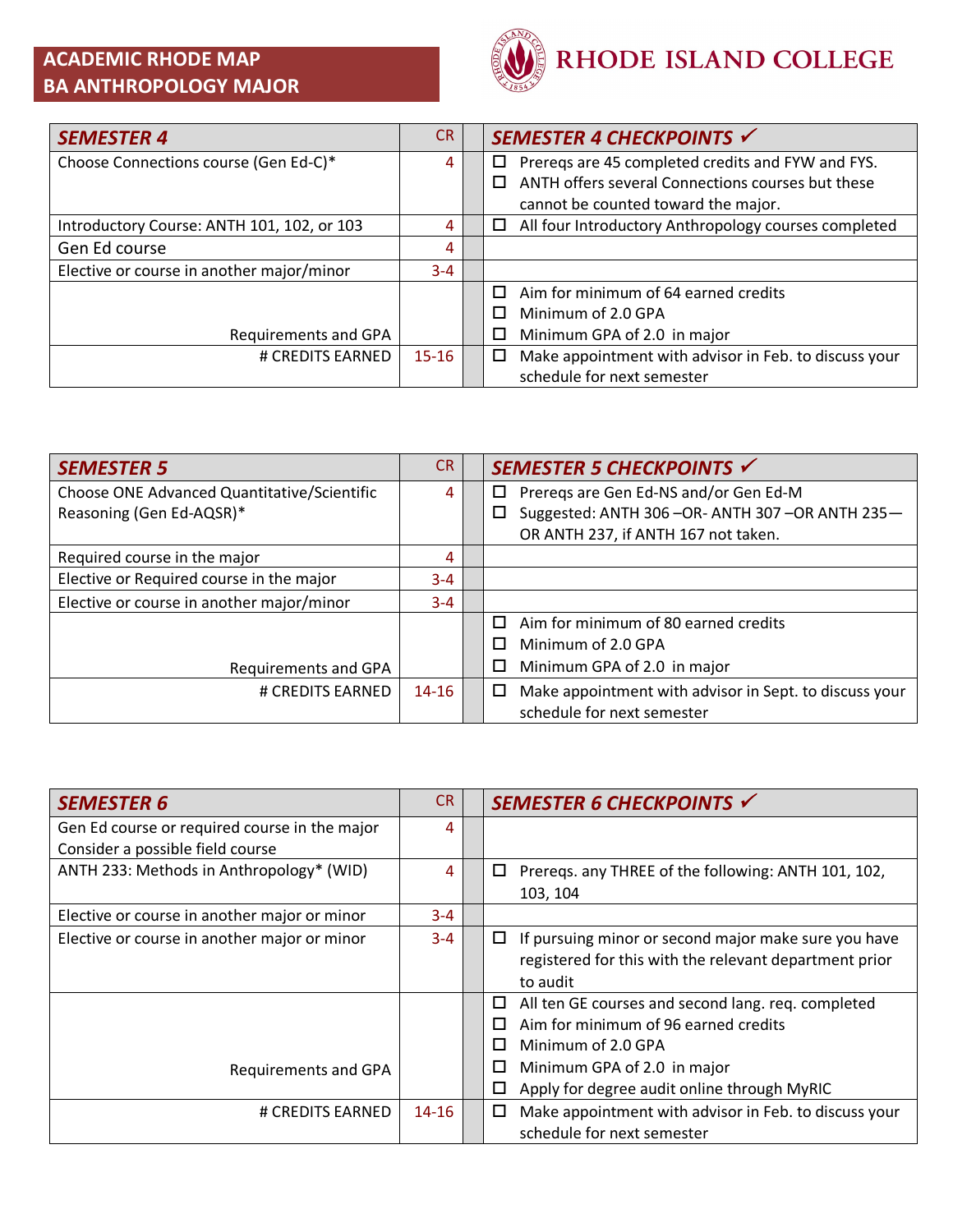**ACADEMIC RHODE MAP**
**BA ANTHROPOLOGY MAJOR**

RHODE ISLAND COLLEGE

| *SEMESTER 4* | CR | | *SEMESTER 4 CHECKPOINTS* ✓ |
|---|---|---|---|
| Choose Connections course (Gen Ed-C)* | 4 | | ☐ Prereqs are 45 completed credits and FYW and FYS.<br>☐ ANTH offers several Connections courses but these cannot be counted toward the major. |
| Introductory Course: ANTH 101, 102, or 103 | 4 | | ☐ All four Introductory Anthropology courses completed |
| Gen Ed course | 4 | | |
| Elective or course in another major/minor | 3-4 | | |
| Requirements and GPA | | | ☐ Aim for minimum of 64 earned credits<br>☐ Minimum of 2.0 GPA<br>☐ Minimum GPA of 2.0 in major |
| # CREDITS EARNED | 15-16 | | ☐ Make appointment with advisor in Feb. to discuss your schedule for next semester |

| *SEMESTER 5* | CR | | *SEMESTER 5 CHECKPOINTS* ✓ |
|---|---|---|---|
| Choose ONE Advanced Quantitative/Scientific Reasoning (Gen Ed-AQSR)* | 4 | | ☐ Prereqs are Gen Ed-NS and/or Gen Ed-M<br>☐ Suggested: ANTH 306 –OR- ANTH 307 –OR ANTH 235—OR ANTH 237, if ANTH 167 not taken. |
| Required course in the major | 4 | | |
| Elective or Required course in the major | 3-4 | | |
| Elective or course in another major/minor | 3-4 | | |
| Requirements and GPA | | | ☐ Aim for minimum of 80 earned credits<br>☐ Minimum of 2.0 GPA<br>☐ Minimum GPA of 2.0 in major |
| # CREDITS EARNED | 14-16 | | ☐ Make appointment with advisor in Sept. to discuss your schedule for next semester |

| *SEMESTER 6* | CR | | *SEMESTER 6 CHECKPOINTS* ✓ |
|---|---|---|---|
| Gen Ed course or required course in the major<br>Consider a possible field course | 4 | | |
| ANTH 233: Methods in Anthropology* (WID) | 4 | | ☐ Prereqs. any THREE of the following: ANTH 101, 102, 103, 104 |
| Elective or course in another major or minor | 3-4 | | |
| Elective or course in another major or minor | 3-4 | | ☐ If pursuing minor or second major make sure you have registered for this with the relevant department prior to audit |
| Requirements and GPA | | | ☐ All ten GE courses and second lang. req. completed<br>☐ Aim for minimum of 96 earned credits<br>☐ Minimum of 2.0 GPA<br>☐ Minimum GPA of 2.0 in major<br>☐ Apply for degree audit online through MyRIC |
| # CREDITS EARNED | 14-16 | | ☐ Make appointment with advisor in Feb. to discuss your schedule for next semester |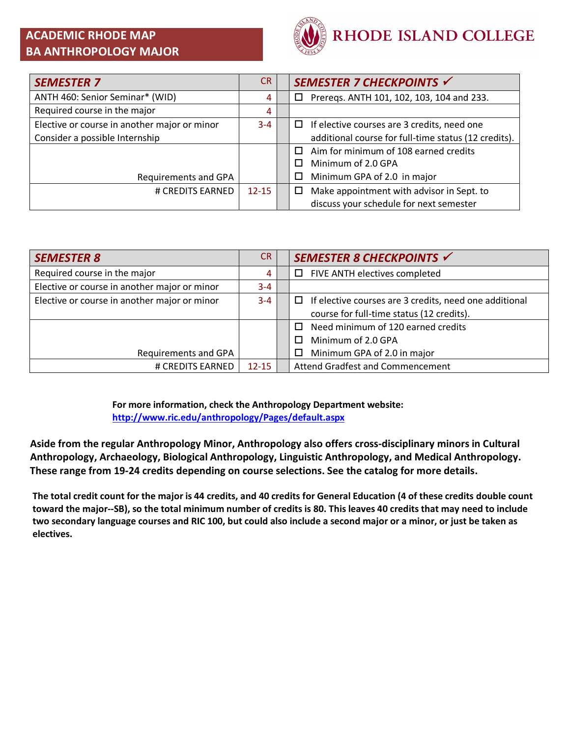# ACADEMIC RHODE MAP
# BA ANTHROPOLOGY MAJOR

RHODE ISLAND COLLEGE

| *SEMESTER 7* | CR | | *SEMESTER 7 CHECKPOINTS* ✓ |
|---|---|---|---|
| ANTH 460: Senior Seminar* (WID) | 4 | | ☐ Prereqs. ANTH 101, 102, 103, 104 and 233. |
| Required course in the major | 4 | | |
| Elective or course in another major or minor<br>Consider a possible Internship | 3-4 | | ☐ If elective courses are 3 credits, need one additional course for full-time status (12 credits). |
| Requirements and GPA | | | ☐ Aim for minimum of 108 earned credits<br>☐ Minimum of 2.0 GPA<br>☐ Minimum GPA of 2.0 in major |
| # CREDITS EARNED | 12-15 | | ☐ Make appointment with advisor in Sept. to discuss your schedule for next semester |

| *SEMESTER 8* | CR | | *SEMESTER 8 CHECKPOINTS* ✓ |
|---|---|---|---|
| Required course in the major | 4 | | ☐ FIVE ANTH electives completed |
| Elective or course in another major or minor | 3-4 | | |
| Elective or course in another major or minor | 3-4 | | ☐ If elective courses are 3 credits, need one additional course for full-time status (12 credits). |
| Requirements and GPA | | | ☐ Need minimum of 120 earned credits<br>☐ Minimum of 2.0 GPA<br>☐ Minimum GPA of 2.0 in major |
| # CREDITS EARNED | 12-15 | | Attend Gradfest and Commencement |

**For more information, check the Anthropology Department website:**
**http://www.ric.edu/anthropology/Pages/default.aspx**

**Aside from the regular Anthropology Minor, Anthropology also offers cross-disciplinary minors in Cultural Anthropology, Archaeology, Biological Anthropology, Linguistic Anthropology, and Medical Anthropology. These range from 19-24 credits depending on course selections. See the catalog for more details.**

**The total credit count for the major is 44 credits, and 40 credits for General Education (4 of these credits double count toward the major--SB), so the total minimum number of credits is 80. This leaves 40 credits that may need to include two secondary language courses and RIC 100, but could also include a second major or a minor, or just be taken as electives.**